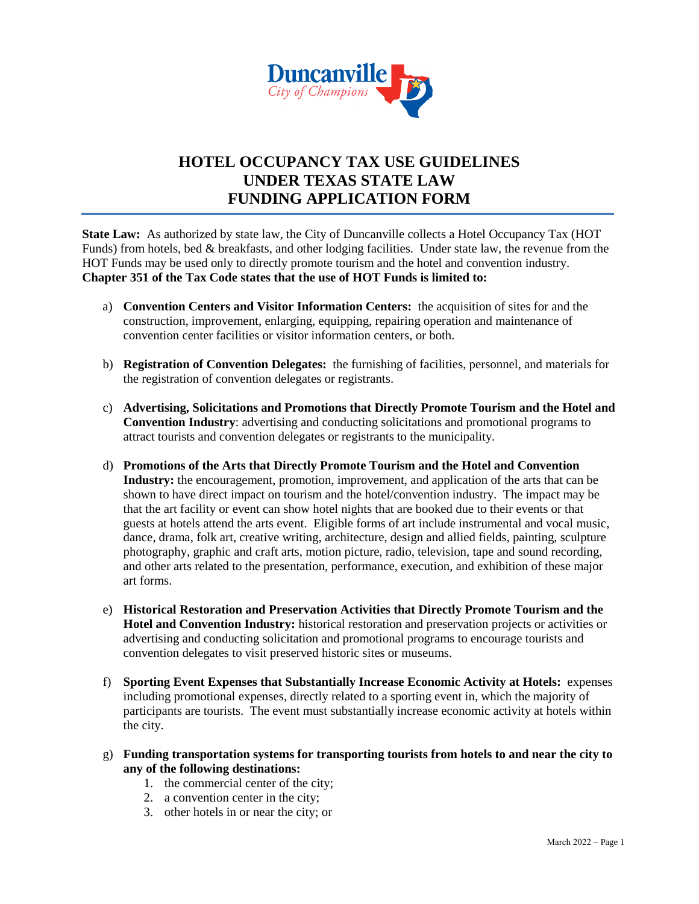# HOTEL OCCUPANCY TAX USE GUIDELINES UNDER TEXAS STATE LAW FUNDING APPLICATION FORM

**State Law:** As authorized by state law, the City of Duncanville collects a Hotel Occupancy Tax (HOT Funds) from hotels, bed & breakfasts, and other lodging facilities. Under state law, the revenue from the HOT Funds may be used only to directly promote tourism and the hotel and convention industry. **Chapter 351 of the Tax Code states that the use of HOT Funds is limited to:**

a) **Convention Centers and Visitor Information Centers:** the acquisition of sites for and the construction, improvement, enlarging, equipping, repairing operation and maintenance of convention center facilities or visitor information centers, or both.

b) **Registration of Convention Delegates:** the furnishing of facilities, personnel, and materials for the registration of convention delegates or registrants.

c) **Advertising, Solicitations and Promotions that Directly Promote Tourism and the Hotel and Convention Industry**: advertising and conducting solicitations and promotional programs to attract tourists and convention delegates or registrants to the municipality.

d) **Promotions of the Arts that Directly Promote Tourism and the Hotel and Convention Industry:** the encouragement, promotion, improvement, and application of the arts that can be shown to have direct impact on tourism and the hotel/convention industry. The impact may be that the art facility or event can show hotel nights that are booked due to their events or that guests at hotels attend the arts event. Eligible forms of art include instrumental and vocal music, dance, drama, folk art, creative writing, architecture, design and allied fields, painting, sculpture photography, graphic and craft arts, motion picture, radio, television, tape and sound recording, and other arts related to the presentation, performance, execution, and exhibition of these major art forms.

e) **Historical Restoration and Preservation Activities that Directly Promote Tourism and the Hotel and Convention Industry:** historical restoration and preservation projects or activities or advertising and conducting solicitation and promotional programs to encourage tourists and convention delegates to visit preserved historic sites or museums.

f) **Sporting Event Expenses that Substantially Increase Economic Activity at Hotels:** expenses including promotional expenses, directly related to a sporting event in, which the majority of participants are tourists. The event must substantially increase economic activity at hotels within the city.

g) **Funding transportation systems for transporting tourists from hotels to and near the city to any of the following destinations:**
   1. the commercial center of the city;
   2. a convention center in the city;
   3. other hotels in or near the city; or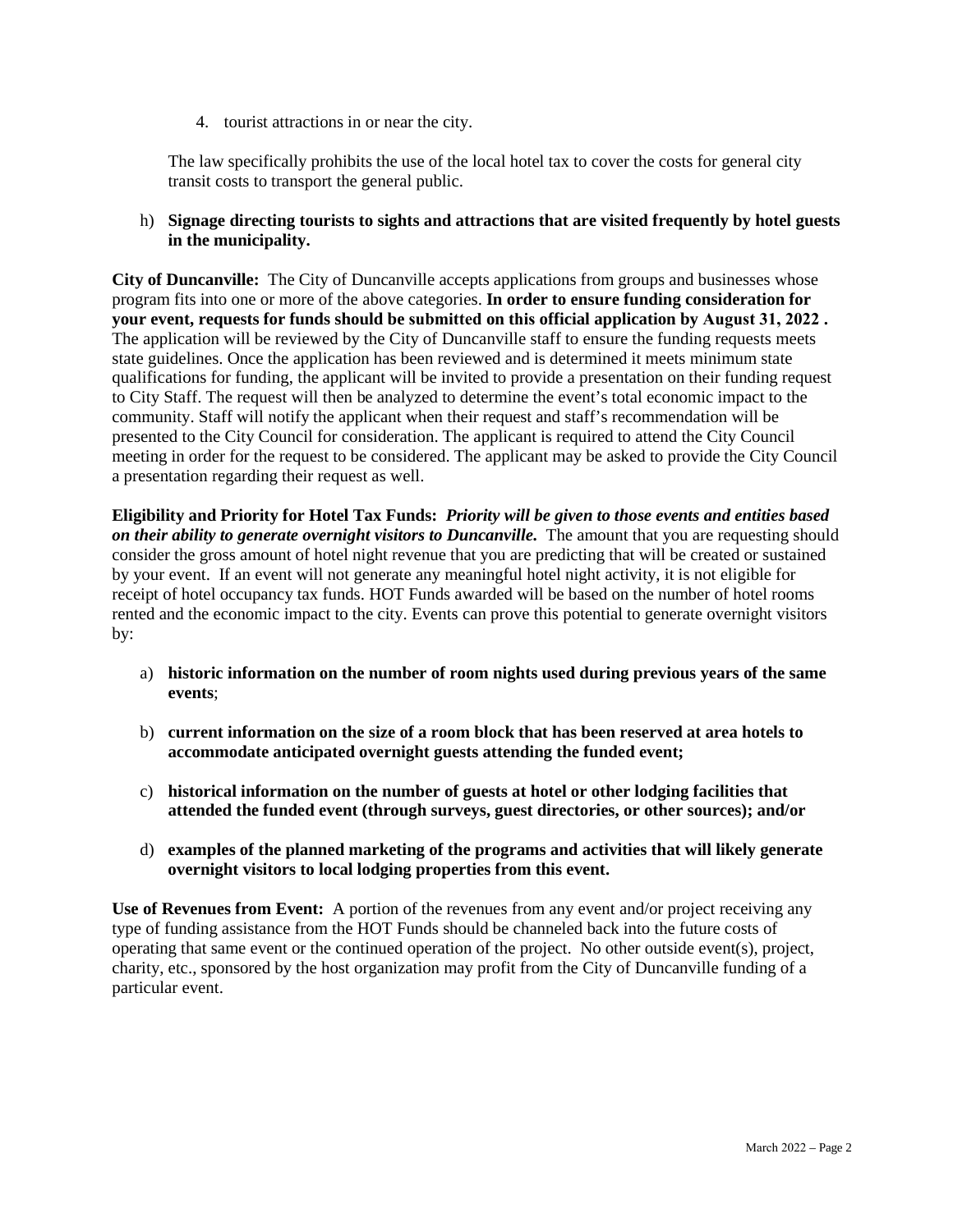4. tourist attractions in or near the city.

The law specifically prohibits the use of the local hotel tax to cover the costs for general city transit costs to transport the general public.

h) **Signage directing tourists to sights and attractions that are visited frequently by hotel guests in the municipality.**

**City of Duncanville:** The City of Duncanville accepts applications from groups and businesses whose program fits into one or more of the above categories. **In order to ensure funding consideration for your event, requests for funds should be submitted on this official application by August 31, 2022 .** The application will be reviewed by the City of Duncanville staff to ensure the funding requests meets state guidelines. Once the application has been reviewed and is determined it meets minimum state qualifications for funding, the applicant will be invited to provide a presentation on their funding request to City Staff. The request will then be analyzed to determine the event's total economic impact to the community. Staff will notify the applicant when their request and staff's recommendation will be presented to the City Council for consideration. The applicant is required to attend the City Council meeting in order for the request to be considered. The applicant may be asked to provide the City Council a presentation regarding their request as well.

**Eligibility and Priority for Hotel Tax Funds:** ***Priority will be given to those events and entities based on their ability to generate overnight visitors to Duncanville.*** The amount that you are requesting should consider the gross amount of hotel night revenue that you are predicting that will be created or sustained by your event. If an event will not generate any meaningful hotel night activity, it is not eligible for receipt of hotel occupancy tax funds. HOT Funds awarded will be based on the number of hotel rooms rented and the economic impact to the city. Events can prove this potential to generate overnight visitors by:

a) **historic information on the number of room nights used during previous years of the same events**;

b) **current information on the size of a room block that has been reserved at area hotels to accommodate anticipated overnight guests attending the funded event;**

c) **historical information on the number of guests at hotel or other lodging facilities that attended the funded event (through surveys, guest directories, or other sources); and/or**

d) **examples of the planned marketing of the programs and activities that will likely generate overnight visitors to local lodging properties from this event.**

**Use of Revenues from Event:** A portion of the revenues from any event and/or project receiving any type of funding assistance from the HOT Funds should be channeled back into the future costs of operating that same event or the continued operation of the project. No other outside event(s), project, charity, etc., sponsored by the host organization may profit from the City of Duncanville funding of a particular event.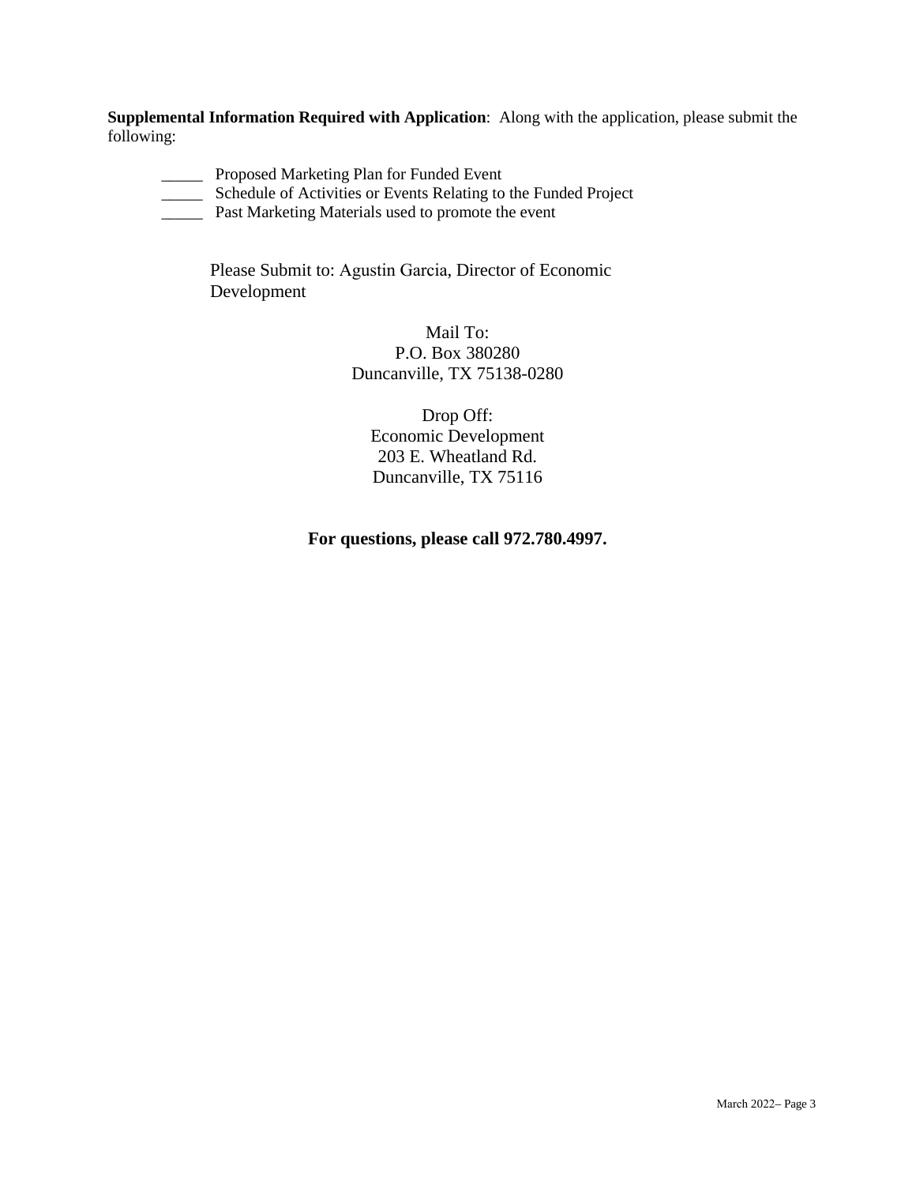**Supplemental Information Required with Application**: Along with the application, please submit the following:

_____ Proposed Marketing Plan for Funded Event
_____ Schedule of Activities or Events Relating to the Funded Project
_____ Past Marketing Materials used to promote the event

Please Submit to: Agustin Garcia, Director of Economic Development

Mail To:
P.O. Box 380280
Duncanville, TX 75138-0280

Drop Off:
Economic Development
203 E. Wheatland Rd.
Duncanville, TX 75116

**For questions, please call 972.780.4997.**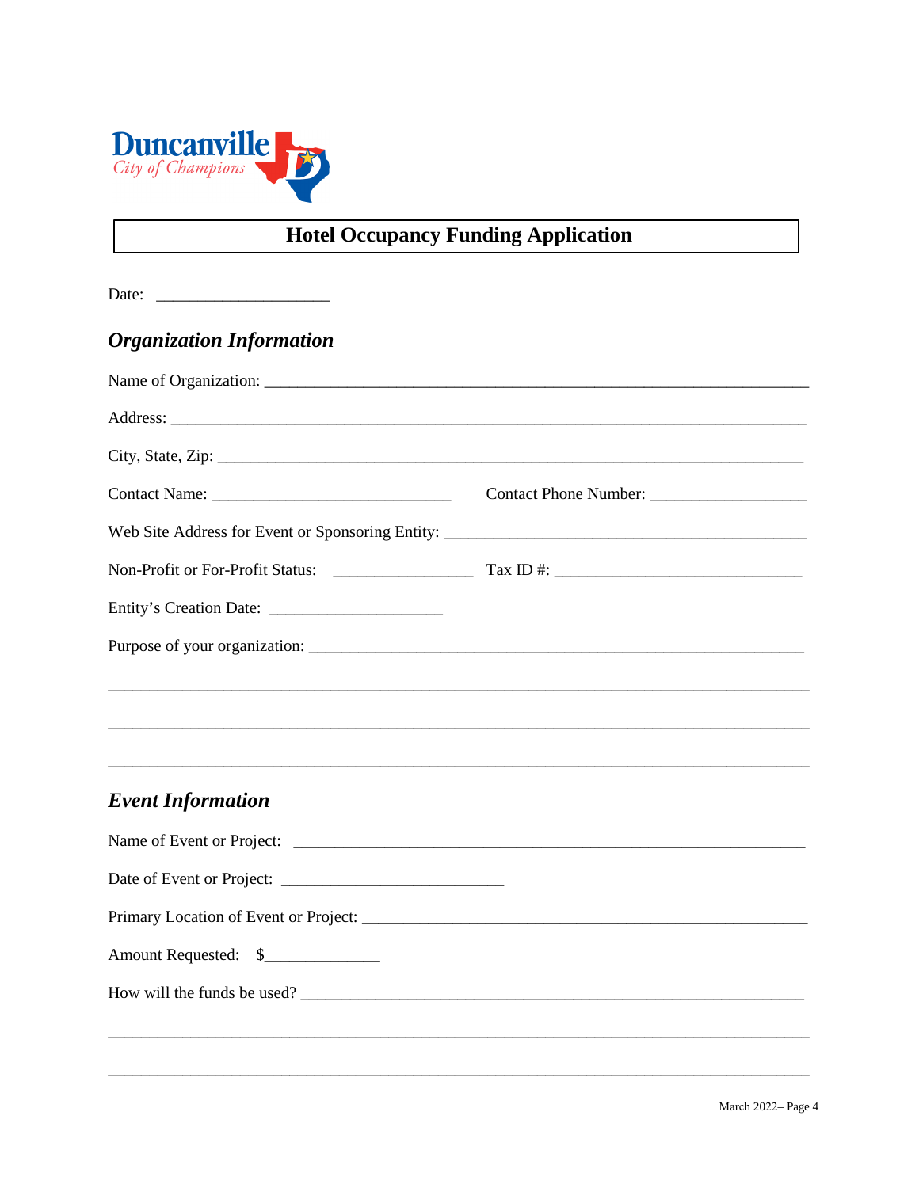Duncanville
City of Champions

# Hotel Occupancy Funding Application

Date: ____________________

## *Organization Information*

Name of Organization: ______________________________________________________________

Address: ______________________________________________________________________

City, State, Zip: ________________________________________________________________

Contact Name: ___________________________ Contact Phone Number: _________________

Web Site Address for Event or Sponsoring Entity: _________________________________________

Non-Profit or For-Profit Status: ________________ Tax ID #: ____________________________

Entity's Creation Date: ____________________

Purpose of your organization: ___________________________________________________________

_____________________________________________________________________________

_____________________________________________________________________________

_____________________________________________________________________________

## *Event Information*

Name of Event or Project: ___________________________________________________________

Date of Event or Project: __________________________

Primary Location of Event or Project: _________________________________________________

Amount Requested: $_____________

How will the funds be used? _________________________________________________________

_____________________________________________________________________________

_____________________________________________________________________________

March 2022– Page 4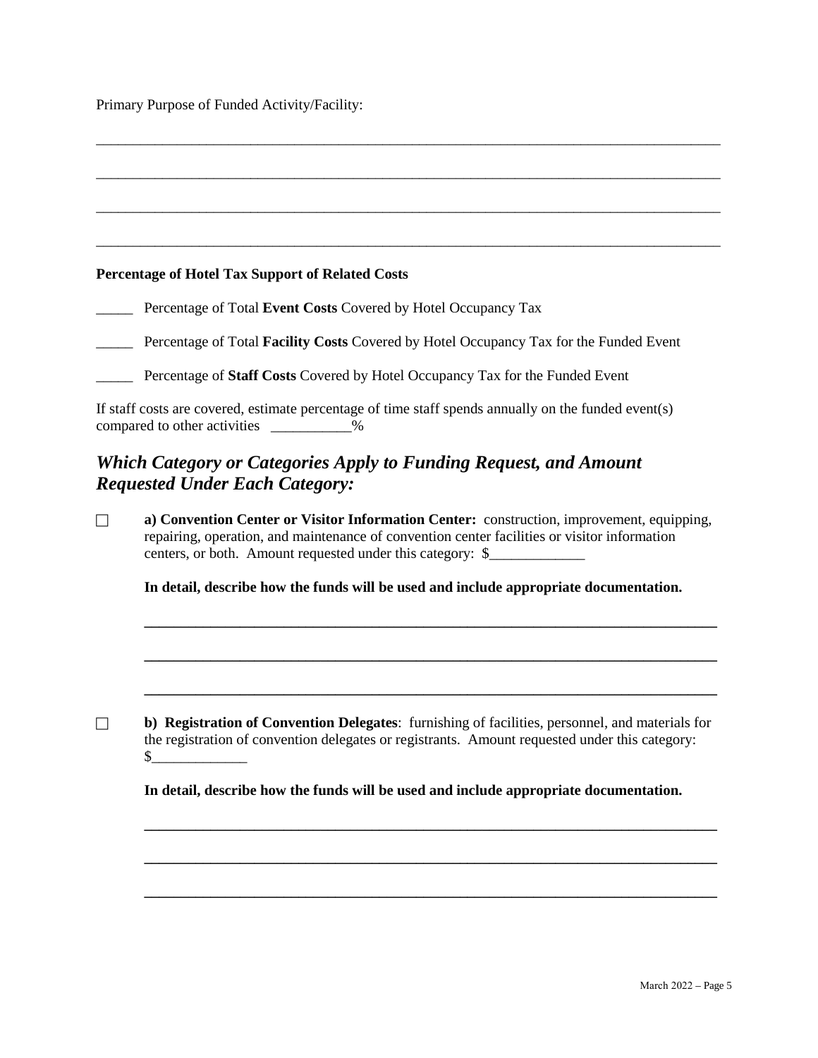Primary Purpose of Funded Activity/Facility:

\_\_\_\_\_\_\_\_\_\_\_\_\_\_\_\_\_\_\_\_\_\_\_\_\_\_\_\_\_\_\_\_\_\_\_\_\_\_\_\_\_\_\_\_\_\_\_\_\_\_\_\_\_\_\_\_\_\_\_\_\_\_\_\_\_\_\_\_\_\_\_\_\_\_\_\_\_\_

\_\_\_\_\_\_\_\_\_\_\_\_\_\_\_\_\_\_\_\_\_\_\_\_\_\_\_\_\_\_\_\_\_\_\_\_\_\_\_\_\_\_\_\_\_\_\_\_\_\_\_\_\_\_\_\_\_\_\_\_\_\_\_\_\_\_\_\_\_\_\_\_\_\_\_\_\_\_

\_\_\_\_\_\_\_\_\_\_\_\_\_\_\_\_\_\_\_\_\_\_\_\_\_\_\_\_\_\_\_\_\_\_\_\_\_\_\_\_\_\_\_\_\_\_\_\_\_\_\_\_\_\_\_\_\_\_\_\_\_\_\_\_\_\_\_\_\_\_\_\_\_\_\_\_\_\_

\_\_\_\_\_\_\_\_\_\_\_\_\_\_\_\_\_\_\_\_\_\_\_\_\_\_\_\_\_\_\_\_\_\_\_\_\_\_\_\_\_\_\_\_\_\_\_\_\_\_\_\_\_\_\_\_\_\_\_\_\_\_\_\_\_\_\_\_\_\_\_\_\_\_\_\_\_\_

**Percentage of Hotel Tax Support of Related Costs**

\_\_\_\_\_ Percentage of Total **Event Costs** Covered by Hotel Occupancy Tax

\_\_\_\_\_ Percentage of Total **Facility Costs** Covered by Hotel Occupancy Tax for the Funded Event

\_\_\_\_\_ Percentage of **Staff Costs** Covered by Hotel Occupancy Tax for the Funded Event

If staff costs are covered, estimate percentage of time staff spends annually on the funded event(s) compared to other activities \_\_\_\_\_\_\_\_\_\_\_%

## *Which Category or Categories Apply to Funding Request, and Amount Requested Under Each Category:*

☐ **a) Convention Center or Visitor Information Center:** construction, improvement, equipping, repairing, operation, and maintenance of convention center facilities or visitor information centers, or both. Amount requested under this category: $\_\_\_\_\_\_\_\_\_\_\_\_\_

**In detail, describe how the funds will be used and include appropriate documentation.**

\_\_\_\_\_\_\_\_\_\_\_\_\_\_\_\_\_\_\_\_\_\_\_\_\_\_\_\_\_\_\_\_\_\_\_\_\_\_\_\_\_\_\_\_\_\_\_\_\_\_\_\_\_\_\_\_\_\_\_\_\_\_\_\_\_\_\_\_\_\_\_\_

\_\_\_\_\_\_\_\_\_\_\_\_\_\_\_\_\_\_\_\_\_\_\_\_\_\_\_\_\_\_\_\_\_\_\_\_\_\_\_\_\_\_\_\_\_\_\_\_\_\_\_\_\_\_\_\_\_\_\_\_\_\_\_\_\_\_\_\_\_\_\_\_

\_\_\_\_\_\_\_\_\_\_\_\_\_\_\_\_\_\_\_\_\_\_\_\_\_\_\_\_\_\_\_\_\_\_\_\_\_\_\_\_\_\_\_\_\_\_\_\_\_\_\_\_\_\_\_\_\_\_\_\_\_\_\_\_\_\_\_\_\_\_\_\_

☐ **b) Registration of Convention Delegates**: furnishing of facilities, personnel, and materials for the registration of convention delegates or registrants. Amount requested under this category: $\_\_\_\_\_\_\_\_\_\_\_\_\_

**In detail, describe how the funds will be used and include appropriate documentation.**

\_\_\_\_\_\_\_\_\_\_\_\_\_\_\_\_\_\_\_\_\_\_\_\_\_\_\_\_\_\_\_\_\_\_\_\_\_\_\_\_\_\_\_\_\_\_\_\_\_\_\_\_\_\_\_\_\_\_\_\_\_\_\_\_\_\_\_\_\_\_\_\_

\_\_\_\_\_\_\_\_\_\_\_\_\_\_\_\_\_\_\_\_\_\_\_\_\_\_\_\_\_\_\_\_\_\_\_\_\_\_\_\_\_\_\_\_\_\_\_\_\_\_\_\_\_\_\_\_\_\_\_\_\_\_\_\_\_\_\_\_\_\_\_\_

\_\_\_\_\_\_\_\_\_\_\_\_\_\_\_\_\_\_\_\_\_\_\_\_\_\_\_\_\_\_\_\_\_\_\_\_\_\_\_\_\_\_\_\_\_\_\_\_\_\_\_\_\_\_\_\_\_\_\_\_\_\_\_\_\_\_\_\_\_\_\_\_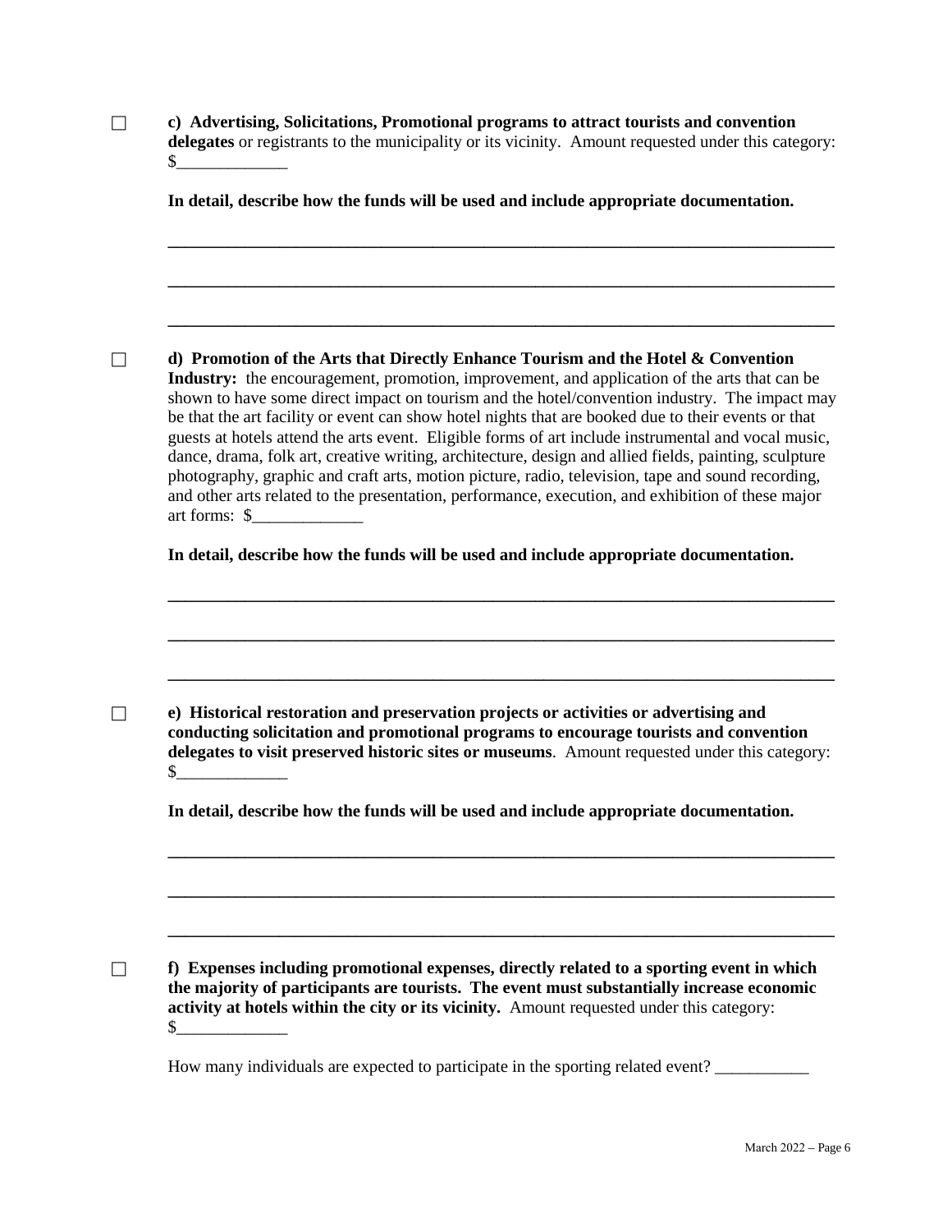☐ **c) Advertising, Solicitations, Promotional programs to attract tourists and convention delegates** or registrants to the municipality or its vicinity. Amount requested under this category: $_____________

**In detail, describe how the funds will be used and include appropriate documentation.**

_______________________________________________________________________________

_______________________________________________________________________________

_______________________________________________________________________________

☐ **d) Promotion of the Arts that Directly Enhance Tourism and the Hotel & Convention Industry:** the encouragement, promotion, improvement, and application of the arts that can be shown to have some direct impact on tourism and the hotel/convention industry. The impact may be that the art facility or event can show hotel nights that are booked due to their events or that guests at hotels attend the arts event. Eligible forms of art include instrumental and vocal music, dance, drama, folk art, creative writing, architecture, design and allied fields, painting, sculpture photography, graphic and craft arts, motion picture, radio, television, tape and sound recording, and other arts related to the presentation, performance, execution, and exhibition of these major art forms: $_____________

**In detail, describe how the funds will be used and include appropriate documentation.**

_______________________________________________________________________________

_______________________________________________________________________________

_______________________________________________________________________________

☐ **e) Historical restoration and preservation projects or activities or advertising and conducting solicitation and promotional programs to encourage tourists and convention delegates to visit preserved historic sites or museums**. Amount requested under this category: $_____________

**In detail, describe how the funds will be used and include appropriate documentation.**

_______________________________________________________________________________

_______________________________________________________________________________

_______________________________________________________________________________

☐ **f) Expenses including promotional expenses, directly related to a sporting event in which the majority of participants are tourists. The event must substantially increase economic activity at hotels within the city or its vicinity.** Amount requested under this category: $_____________

How many individuals are expected to participate in the sporting related event? ___________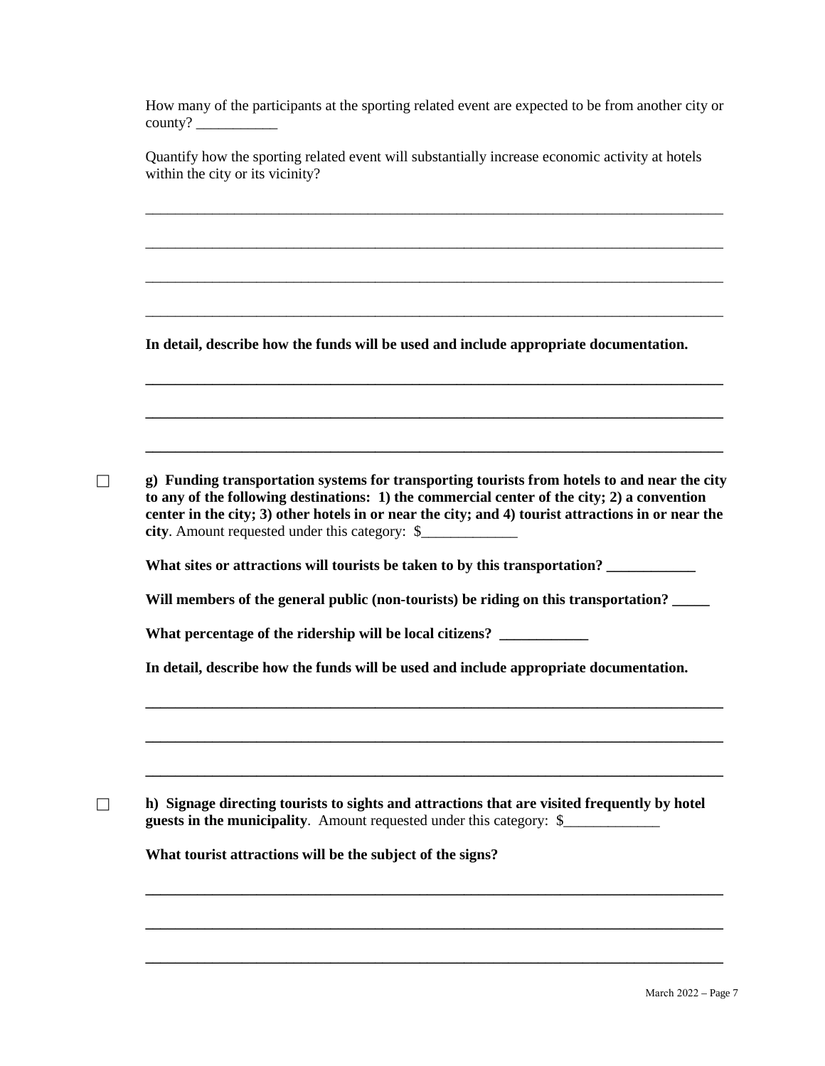How many of the participants at the sporting related event are expected to be from another city or county? ___________

Quantify how the sporting related event will substantially increase economic activity at hotels within the city or its vicinity?

_______________________________________________________________________________

_______________________________________________________________________________

_______________________________________________________________________________

_______________________________________________________________________________

**In detail, describe how the funds will be used and include appropriate documentation.**

_______________________________________________________________________________

_______________________________________________________________________________

_______________________________________________________________________________

☐ **g) Funding transportation systems for transporting tourists from hotels to and near the city to any of the following destinations: 1) the commercial center of the city; 2) a convention center in the city; 3) other hotels in or near the city; and 4) tourist attractions in or near the city**. Amount requested under this category: $_____________

**What sites or attractions will tourists be taken to by this transportation? ____________**

**Will members of the general public (non-tourists) be riding on this transportation? _____**

**What percentage of the ridership will be local citizens? ____________**

**In detail, describe how the funds will be used and include appropriate documentation.**

_______________________________________________________________________________

_______________________________________________________________________________

_______________________________________________________________________________

☐ **h) Signage directing tourists to sights and attractions that are visited frequently by hotel guests in the municipality**. Amount requested under this category: $_____________

**What tourist attractions will be the subject of the signs?**

_______________________________________________________________________________

_______________________________________________________________________________

_______________________________________________________________________________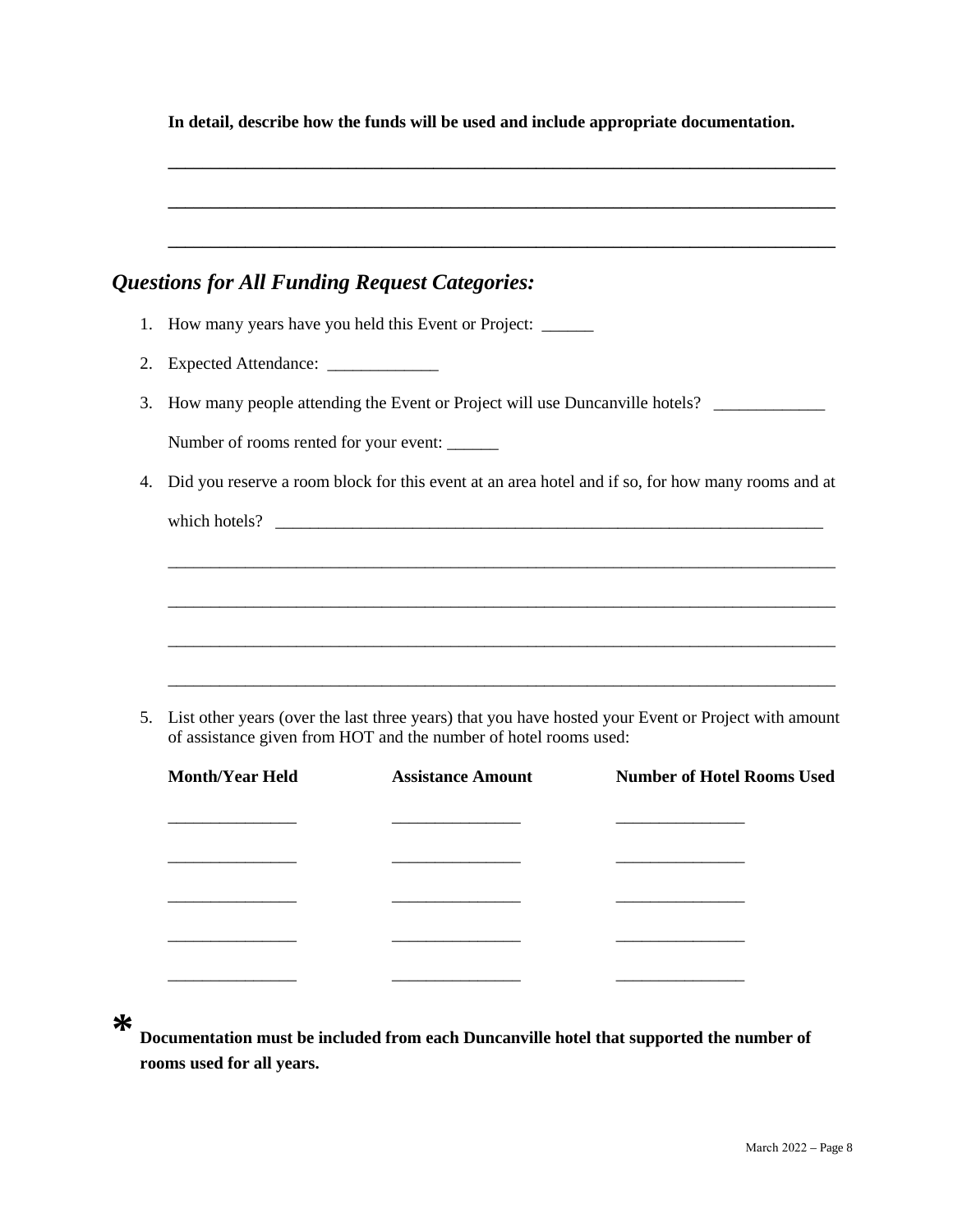**In detail, describe how the funds will be used and include appropriate documentation.**

______________________________________________________________________________

______________________________________________________________________________

______________________________________________________________________________

### *Questions for All Funding Request Categories:*

1. How many years have you held this Event or Project: ______
2. Expected Attendance: _____________
3. How many people attending the Event or Project will use Duncanville hotels? _____________

   Number of rooms rented for your event: ______
4. Did you reserve a room block for this event at an area hotel and if so, for how many rooms and at which hotels? ____________________________________________________________________

   ______________________________________________________________________________

   ______________________________________________________________________________

   ______________________________________________________________________________

   ______________________________________________________________________________
5. List other years (over the last three years) that you have hosted your Event or Project with amount of assistance given from HOT and the number of hotel rooms used:

| **Month/Year Held** | **Assistance Amount** | **Number of Hotel Rooms Used** |
|---|---|---|
| _______________ | _______________ | _______________ |
| _______________ | _______________ | _______________ |
| _______________ | _______________ | _______________ |
| _______________ | _______________ | _______________ |
| _______________ | _______________ | _______________ |

\* **Documentation must be included from each Duncanville hotel that supported the number of rooms used for all years.**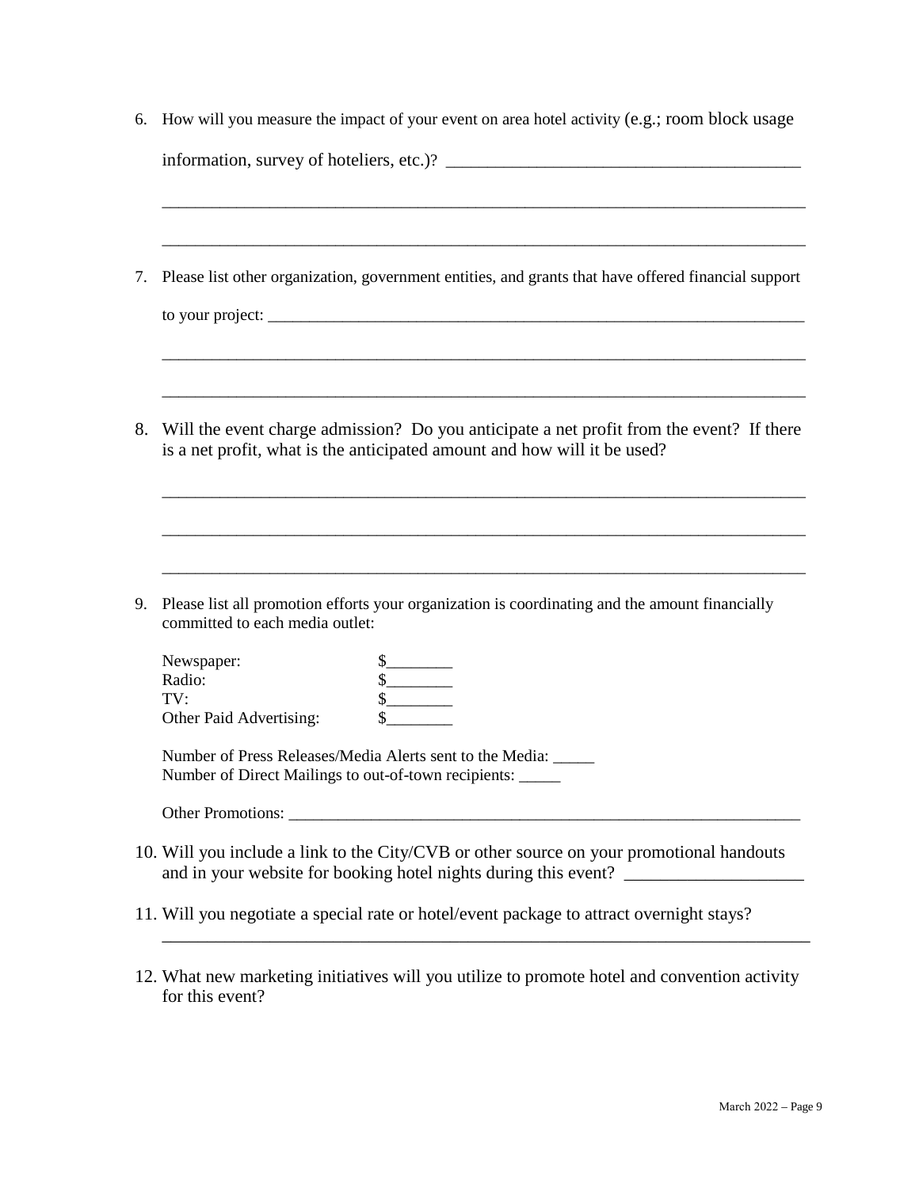6. How will you measure the impact of your event on area hotel activity (e.g.; room block usage information, survey of hoteliers, etc.)? ________________________________________

   ___________________________________________________________________________

   ___________________________________________________________________________

7. Please list other organization, government entities, and grants that have offered financial support to your project: ___________________________________________________________________

   ___________________________________________________________________________

   ___________________________________________________________________________

8. Will the event charge admission? Do you anticipate a net profit from the event? If there is a net profit, what is the anticipated amount and how will it be used?

   ___________________________________________________________________________

   ___________________________________________________________________________

   ___________________________________________________________________________

9. Please list all promotion efforts your organization is coordinating and the amount financially committed to each media outlet:

   Newspaper: $________
   Radio: $________
   TV: $________
   Other Paid Advertising: $________

   Number of Press Releases/Media Alerts sent to the Media: _____
   Number of Direct Mailings to out-of-town recipients: _____

   Other Promotions: _______________________________________________________________

10. Will you include a link to the City/CVB or other source on your promotional handouts and in your website for booking hotel nights during this event? ____________________

11. Will you negotiate a special rate or hotel/event package to attract overnight stays?
    ___________________________________________________________________________

12. What new marketing initiatives will you utilize to promote hotel and convention activity for this event?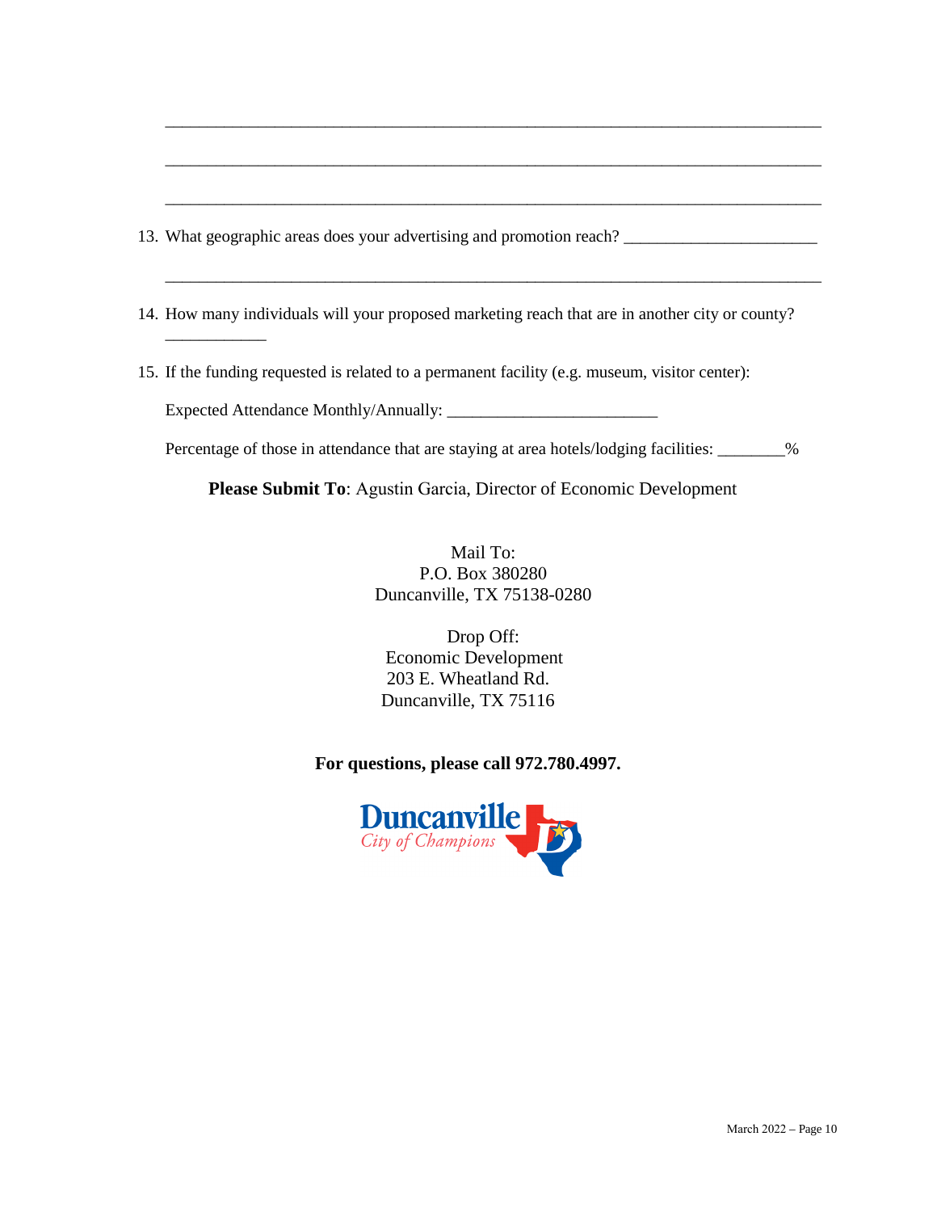\_\_\_\_\_\_\_\_\_\_\_\_\_\_\_\_\_\_\_\_\_\_\_\_\_\_\_\_\_\_\_\_\_\_\_\_\_\_\_\_\_\_\_\_\_\_\_\_\_\_\_\_\_\_\_\_\_\_\_\_\_\_\_\_\_\_

\_\_\_\_\_\_\_\_\_\_\_\_\_\_\_\_\_\_\_\_\_\_\_\_\_\_\_\_\_\_\_\_\_\_\_\_\_\_\_\_\_\_\_\_\_\_\_\_\_\_\_\_\_\_\_\_\_\_\_\_\_\_\_\_\_\_

\_\_\_\_\_\_\_\_\_\_\_\_\_\_\_\_\_\_\_\_\_\_\_\_\_\_\_\_\_\_\_\_\_\_\_\_\_\_\_\_\_\_\_\_\_\_\_\_\_\_\_\_\_\_\_\_\_\_\_\_\_\_\_\_\_\_

13. What geographic areas does your advertising and promotion reach? \_\_\_\_\_\_\_\_\_\_\_\_\_\_\_\_\_\_\_\_\_\_

    \_\_\_\_\_\_\_\_\_\_\_\_\_\_\_\_\_\_\_\_\_\_\_\_\_\_\_\_\_\_\_\_\_\_\_\_\_\_\_\_\_\_\_\_\_\_\_\_\_\_\_\_\_\_\_\_\_\_\_\_\_\_\_\_\_\_

14. How many individuals will your proposed marketing reach that are in another city or county? \_\_\_\_\_\_\_\_\_\_\_\_

15. If the funding requested is related to a permanent facility (e.g. museum, visitor center):

    Expected Attendance Monthly/Annually: \_\_\_\_\_\_\_\_\_\_\_\_\_\_\_\_\_\_\_\_\_\_\_\_

    Percentage of those in attendance that are staying at area hotels/lodging facilities: \_\_\_\_\_\_\_\_%

**Please Submit To**: Agustin Garcia, Director of Economic Development

Mail To:
P.O. Box 380280
Duncanville, TX 75138-0280

Drop Off:
Economic Development
203 E. Wheatland Rd.
Duncanville, TX 75116

**For questions, please call 972.780.4997.**

Duncanville
*City of Champions*